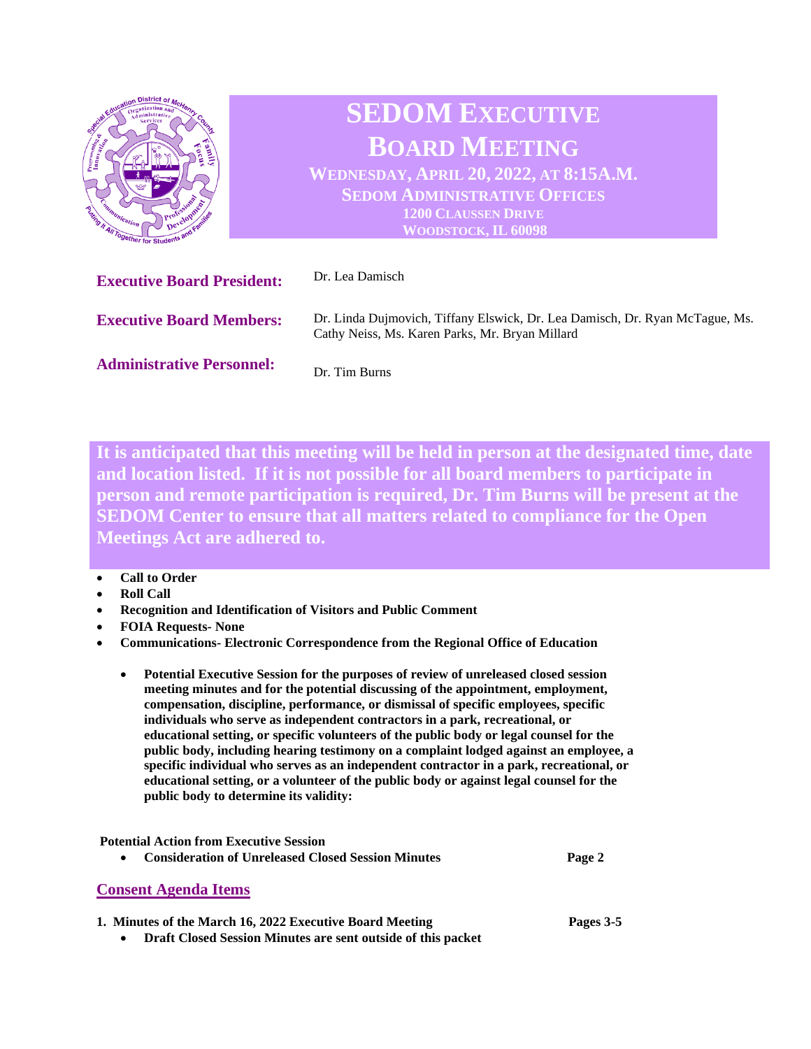# SEDOM EXECUTIVE BOARD MEETING

**WEDNESDAY, APRIL 20, 2022, AT 8:15A.M.**
**SEDOM ADMINISTRATIVE OFFICES**
**1200 CLAUSSEN DRIVE**
**WOODSTOCK, IL 60098**

**Executive Board President:** Dr. Lea Damisch

**Executive Board Members:** Dr. Linda Dujmovich, Tiffany Elswick, Dr. Lea Damisch, Dr. Ryan McTague, Ms. Cathy Neiss, Ms. Karen Parks, Mr. Bryan Millard

**Administrative Personnel:** Dr. Tim Burns

**It is anticipated that this meeting will be held in person at the designated time, date and location listed. If it is not possible for all board members to participate in person and remote participation is required, Dr. Tim Burns will be present at the SEDOM Center to ensure that all matters related to compliance for the Open Meetings Act are adhered to.**

- **Call to Order**
- **Roll Call**
- **Recognition and Identification of Visitors and Public Comment**
- **FOIA Requests- None**
- **Communications- Electronic Correspondence from the Regional Office of Education**
  - **Potential Executive Session for the purposes of review of unreleased closed session meeting minutes and for the potential discussing of the appointment, employment, compensation, discipline, performance, or dismissal of specific employees, specific individuals who serve as independent contractors in a park, recreational, or educational setting, or specific volunteers of the public body or legal counsel for the public body, including hearing testimony on a complaint lodged against an employee, a specific individual who serves as an independent contractor in a park, recreational, or educational setting, or a volunteer of the public body or against legal counsel for the public body to determine its validity:**

**Potential Action from Executive Session**

- **Consideration of Unreleased Closed Session Minutes** — **Page 2**

## Consent Agenda Items

1. **Minutes of the March 16, 2022 Executive Board Meeting** — **Pages 3-5**
   - **Draft Closed Session Minutes are sent outside of this packet**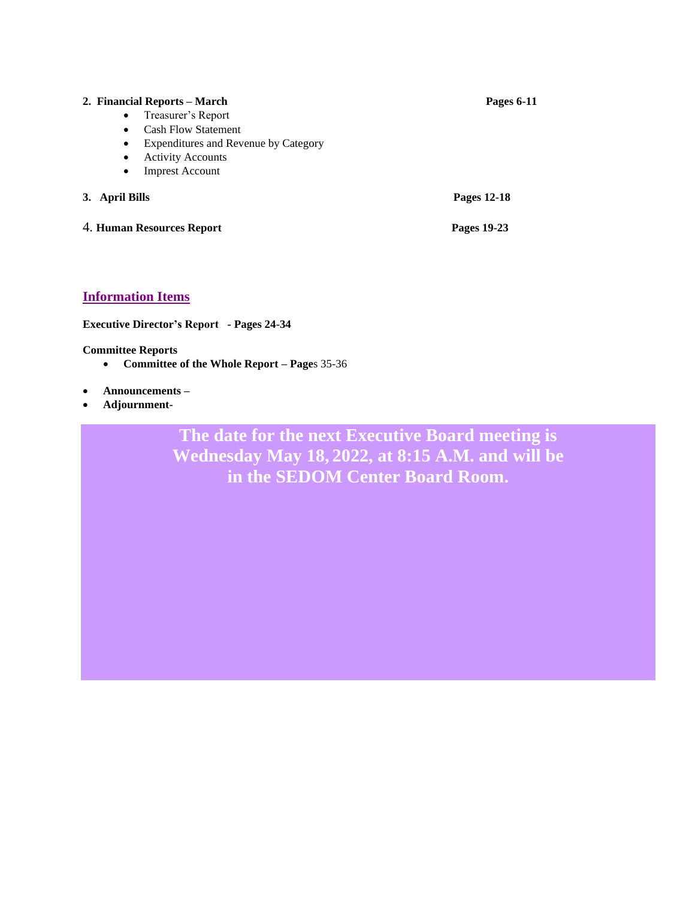**2. Financial Reports – March** **Pages 6-11**

- Treasurer's Report
- Cash Flow Statement
- Expenditures and Revenue by Category
- Activity Accounts
- Imprest Account

**3. April Bills** **Pages 12-18**

4. **Human Resources Report** **Pages 19-23**

## Information Items

**Executive Director's Report - Pages 24-34**

**Committee Reports**

- **Committee of the Whole Report – Page**s 35-36

- **Announcements –**
- **Adjournment-**

**The date for the next Executive Board meeting is Wednesday May 18, 2022, at 8:15 A.M. and will be in the SEDOM Center Board Room.**